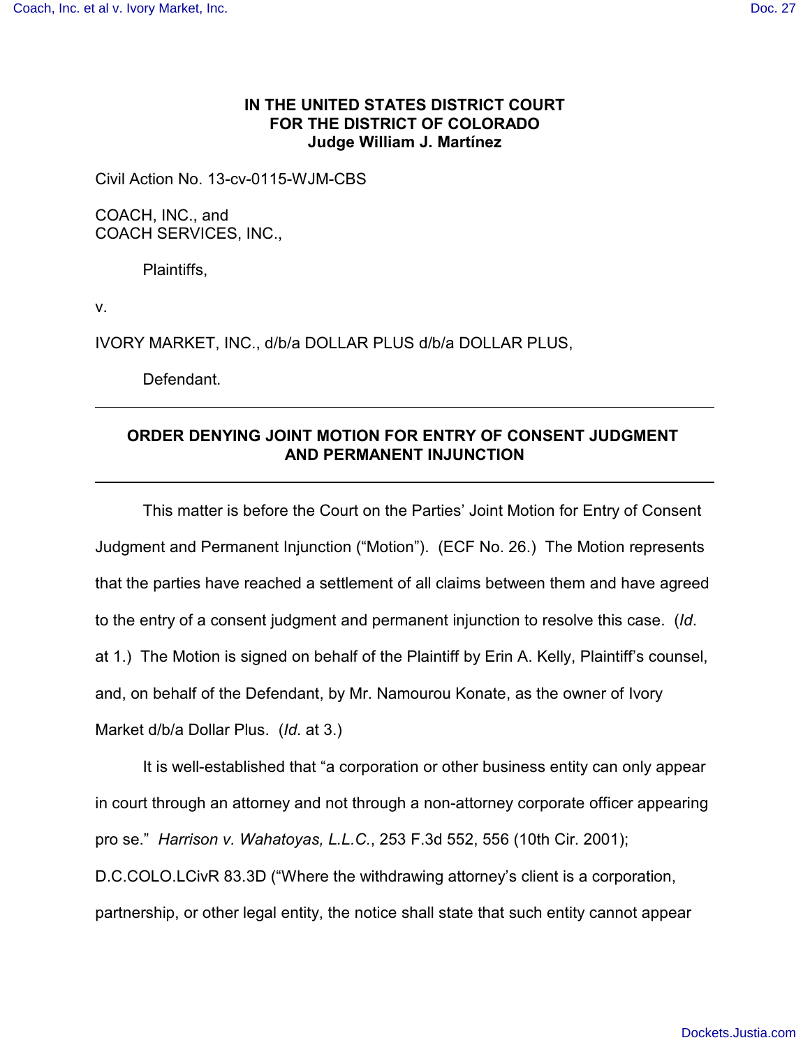**IN THE UNITED STATES DISTRICT COURT**
**FOR THE DISTRICT OF COLORADO**
**Judge William J. Martínez**

Civil Action No. 13-cv-0115-WJM-CBS

COACH, INC., and
COACH SERVICES, INC.,

Plaintiffs,

v.

IVORY MARKET, INC., d/b/a DOLLAR PLUS d/b/a DOLLAR PLUS,

Defendant.

---

## ORDER DENYING JOINT MOTION FOR ENTRY OF CONSENT JUDGMENT AND PERMANENT INJUNCTION

---

This matter is before the Court on the Parties' Joint Motion for Entry of Consent Judgment and Permanent Injunction ("Motion"). (ECF No. 26.) The Motion represents that the parties have reached a settlement of all claims between them and have agreed to the entry of a consent judgment and permanent injunction to resolve this case. (*Id*. at 1.) The Motion is signed on behalf of the Plaintiff by Erin A. Kelly, Plaintiff's counsel, and, on behalf of the Defendant, by Mr. Namourou Konate, as the owner of Ivory Market d/b/a Dollar Plus. (*Id*. at 3.)

It is well-established that "a corporation or other business entity can only appear in court through an attorney and not through a non-attorney corporate officer appearing pro se." *Harrison v. Wahatoyas, L.L.C.*, 253 F.3d 552, 556 (10th Cir. 2001); D.C.COLO.LCivR 83.3D ("Where the withdrawing attorney's client is a corporation, partnership, or other legal entity, the notice shall state that such entity cannot appear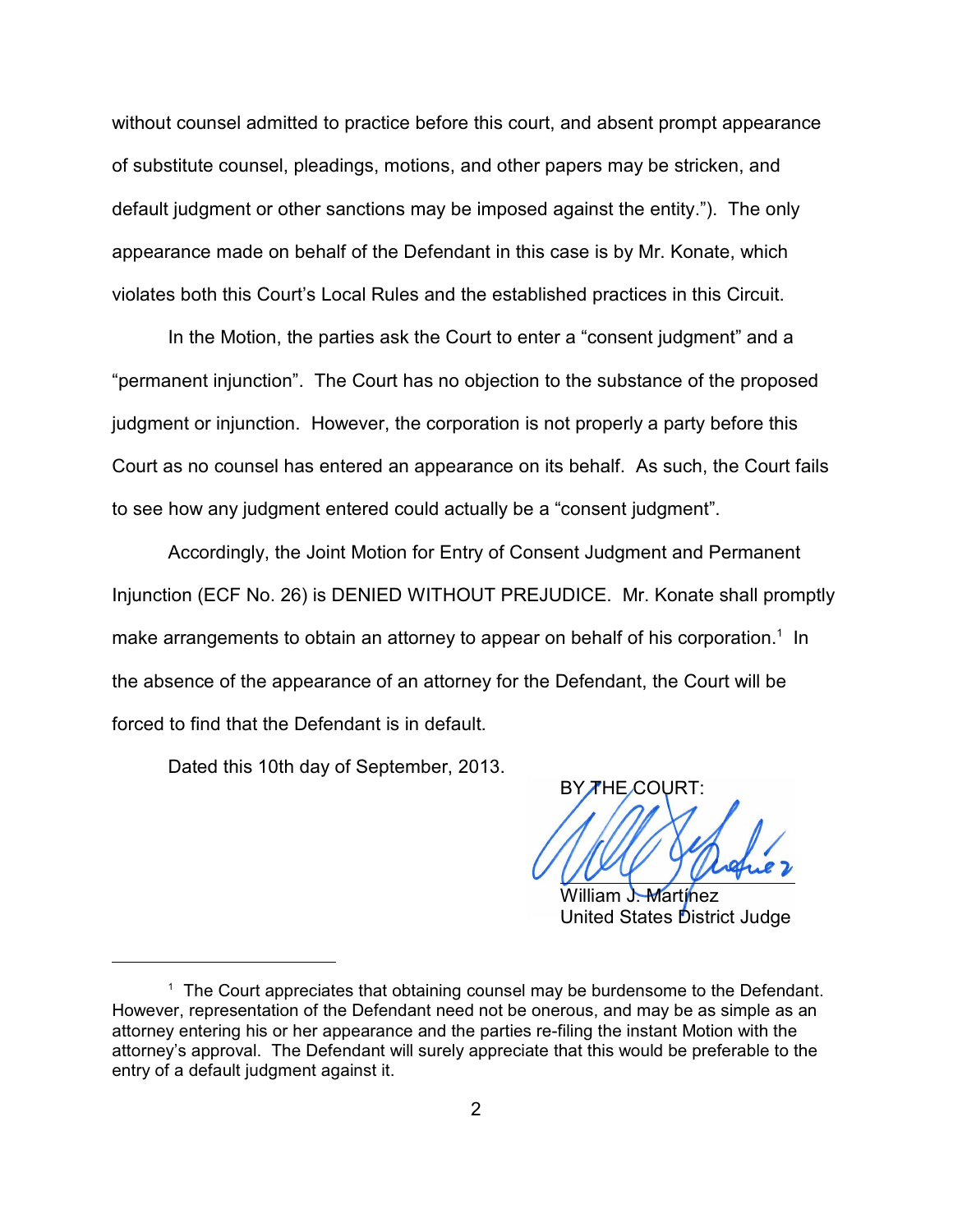without counsel admitted to practice before this court, and absent prompt appearance of substitute counsel, pleadings, motions, and other papers may be stricken, and default judgment or other sanctions may be imposed against the entity."). The only appearance made on behalf of the Defendant in this case is by Mr. Konate, which violates both this Court's Local Rules and the established practices in this Circuit.

In the Motion, the parties ask the Court to enter a "consent judgment" and a "permanent injunction". The Court has no objection to the substance of the proposed judgment or injunction. However, the corporation is not properly a party before this Court as no counsel has entered an appearance on its behalf. As such, the Court fails to see how any judgment entered could actually be a "consent judgment".

Accordingly, the Joint Motion for Entry of Consent Judgment and Permanent Injunction (ECF No. 26) is DENIED WITHOUT PREJUDICE. Mr. Konate shall promptly make arrangements to obtain an attorney to appear on behalf of his corporation.[1] In the absence of the appearance of an attorney for the Defendant, the Court will be forced to find that the Defendant is in default.

Dated this 10th day of September, 2013.

BY THE COURT:

William J. Martínez
United States District Judge

---

[1] The Court appreciates that obtaining counsel may be burdensome to the Defendant. However, representation of the Defendant need not be onerous, and may be as simple as an attorney entering his or her appearance and the parties re-filing the instant Motion with the attorney's approval. The Defendant will surely appreciate that this would be preferable to the entry of a default judgment against it.